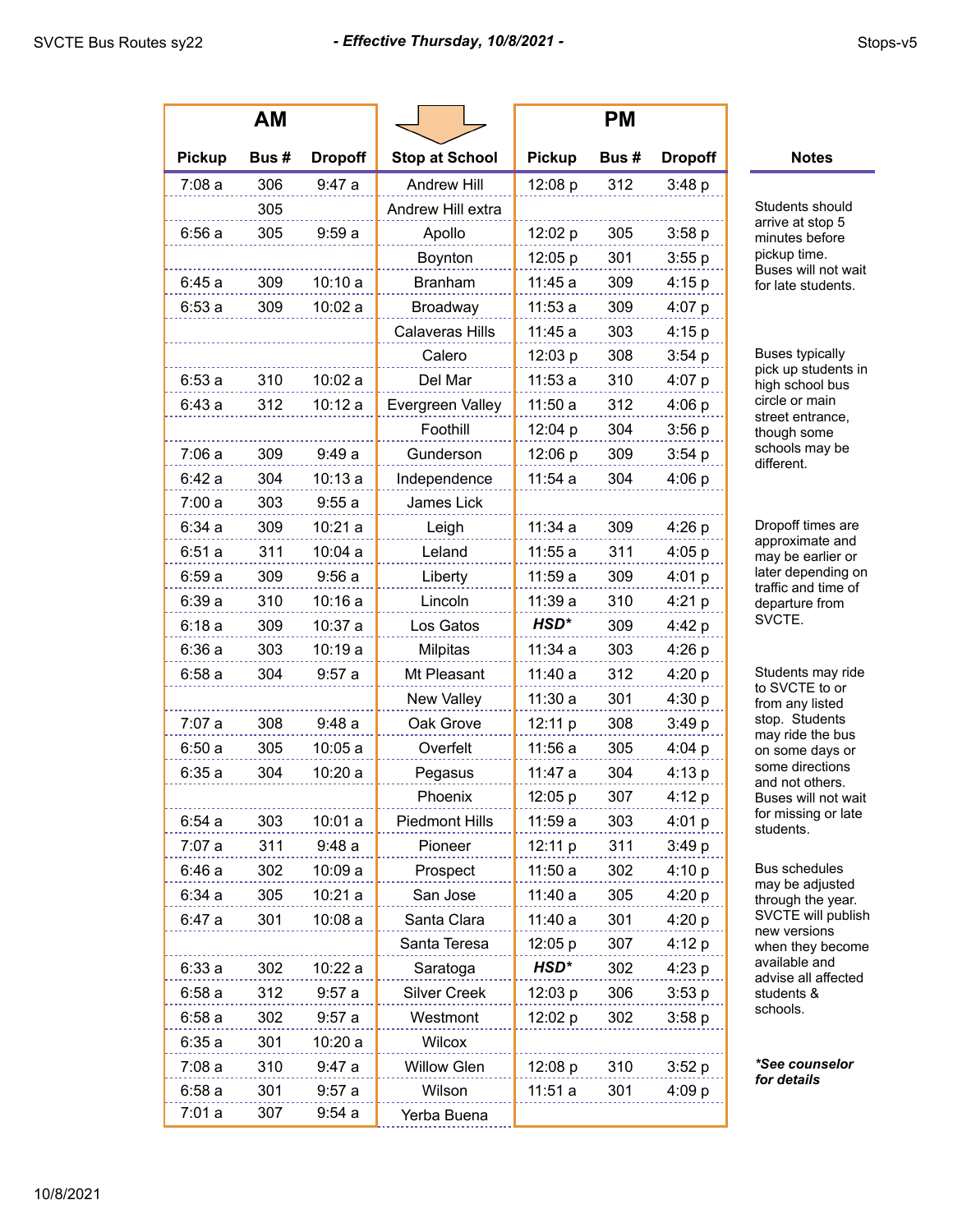SVCTE Bus Routes sy22 — ***- Effective Thursday, 10/8/2021 -*** — Stops-v5

| AM | | | | PM | | |
|---|---|---|---|---|---|---|
| **Pickup** | **Bus #** | **Dropoff** | **Stop at School** | **Pickup** | **Bus #** | **Dropoff** |
| 7:08 a | 306 | 9:47 a | Andrew Hill | 12:08 p | 312 | 3:48 p |
| | 305 | | Andrew Hill extra | | | |
| 6:56 a | 305 | 9:59 a | Apollo | 12:02 p | 305 | 3:58 p |
| | | | Boynton | 12:05 p | 301 | 3:55 p |
| 6:45 a | 309 | 10:10 a | Branham | 11:45 a | 309 | 4:15 p |
| 6:53 a | 309 | 10:02 a | Broadway | 11:53 a | 309 | 4:07 p |
| | | | Calaveras Hills | 11:45 a | 303 | 4:15 p |
| | | | Calero | 12:03 p | 308 | 3:54 p |
| 6:53 a | 310 | 10:02 a | Del Mar | 11:53 a | 310 | 4:07 p |
| 6:43 a | 312 | 10:12 a | Evergreen Valley | 11:50 a | 312 | 4:06 p |
| | | | Foothill | 12:04 p | 304 | 3:56 p |
| 7:06 a | 309 | 9:49 a | Gunderson | 12:06 p | 309 | 3:54 p |
| 6:42 a | 304 | 10:13 a | Independence | 11:54 a | 304 | 4:06 p |
| 7:00 a | 303 | 9:55 a | James Lick | | | |
| 6:34 a | 309 | 10:21 a | Leigh | 11:34 a | 309 | 4:26 p |
| 6:51 a | 311 | 10:04 a | Leland | 11:55 a | 311 | 4:05 p |
| 6:59 a | 309 | 9:56 a | Liberty | 11:59 a | 309 | 4:01 p |
| 6:39 a | 310 | 10:16 a | Lincoln | 11:39 a | 310 | 4:21 p |
| 6:18 a | 309 | 10:37 a | Los Gatos | ***HSD**** | 309 | 4:42 p |
| 6:36 a | 303 | 10:19 a | Milpitas | 11:34 a | 303 | 4:26 p |
| 6:58 a | 304 | 9:57 a | Mt Pleasant | 11:40 a | 312 | 4:20 p |
| | | | New Valley | 11:30 a | 301 | 4:30 p |
| 7:07 a | 308 | 9:48 a | Oak Grove | 12:11 p | 308 | 3:49 p |
| 6:50 a | 305 | 10:05 a | Overfelt | 11:56 a | 305 | 4:04 p |
| 6:35 a | 304 | 10:20 a | Pegasus | 11:47 a | 304 | 4:13 p |
| | | | Phoenix | 12:05 p | 307 | 4:12 p |
| 6:54 a | 303 | 10:01 a | Piedmont Hills | 11:59 a | 303 | 4:01 p |
| 7:07 a | 311 | 9:48 a | Pioneer | 12:11 p | 311 | 3:49 p |
| 6:46 a | 302 | 10:09 a | Prospect | 11:50 a | 302 | 4:10 p |
| 6:34 a | 305 | 10:21 a | San Jose | 11:40 a | 305 | 4:20 p |
| 6:47 a | 301 | 10:08 a | Santa Clara | 11:40 a | 301 | 4:20 p |
| | | | Santa Teresa | 12:05 p | 307 | 4:12 p |
| 6:33 a | 302 | 10:22 a | Saratoga | ***HSD**** | 302 | 4:23 p |
| 6:58 a | 312 | 9:57 a | Silver Creek | 12:03 p | 306 | 3:53 p |
| 6:58 a | 302 | 9:57 a | Westmont | 12:02 p | 302 | 3:58 p |
| 6:35 a | 301 | 10:20 a | Wilcox | | | |
| 7:08 a | 310 | 9:47 a | Willow Glen | 12:08 p | 310 | 3:52 p |
| 6:58 a | 301 | 9:57 a | Wilson | 11:51 a | 301 | 4:09 p |
| 7:01 a | 307 | 9:54 a | Yerba Buena | | | |

**Notes**

Students should arrive at stop 5 minutes before pickup time. Buses will not wait for late students.

Buses typically pick up students in high school bus circle or main street entrance, though some schools may be different.

Dropoff times are approximate and may be earlier or later depending on traffic and time of departure from SVCTE.

Students may ride to SVCTE to or from any listed stop. Students may ride the bus on some days or some directions and not others. Buses will not wait for missing or late students.

Bus schedules may be adjusted through the year. SVCTE will publish new versions when they become available and advise all affected students & schools.

***See counselor for details**

10/8/2021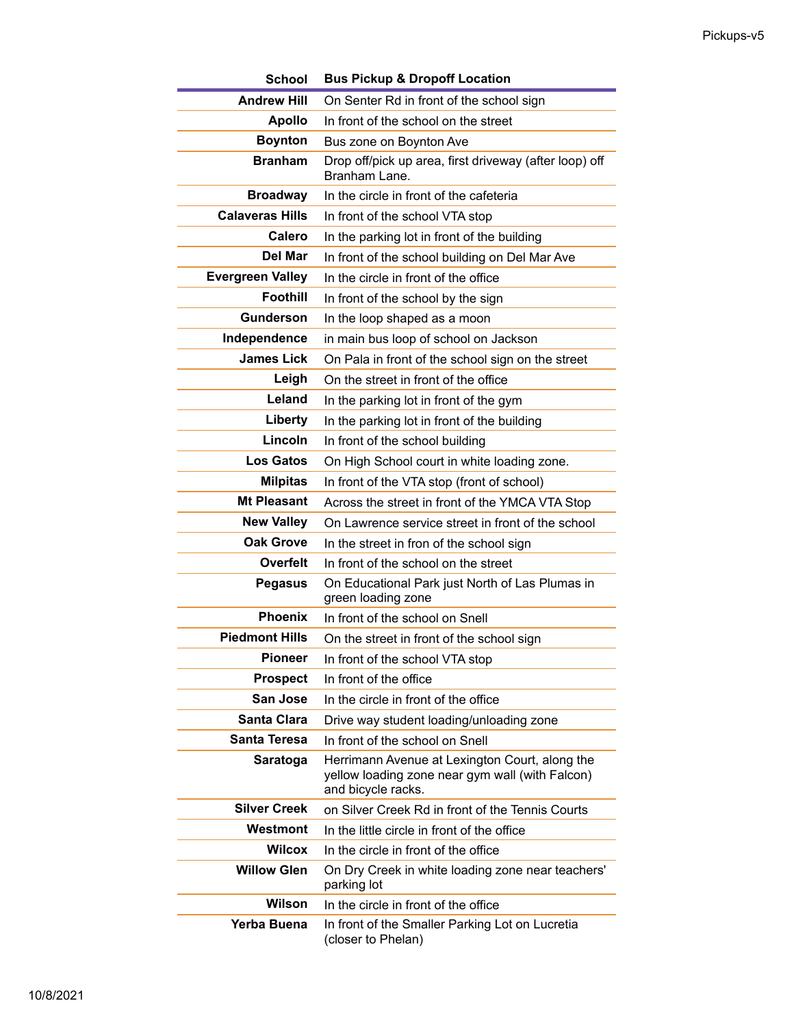| School | Bus Pickup & Dropoff Location |
|---|---|
| **Andrew Hill** | On Senter Rd in front of the school sign |
| **Apollo** | In front of the school on the street |
| **Boynton** | Bus zone on Boynton Ave |
| **Branham** | Drop off/pick up area, first driveway (after loop) off Branham Lane. |
| **Broadway** | In the circle in front of the cafeteria |
| **Calaveras Hills** | In front of the school VTA stop |
| **Calero** | In the parking lot in front of the building |
| **Del Mar** | In front of the school building on Del Mar Ave |
| **Evergreen Valley** | In the circle in front of the office |
| **Foothill** | In front of the school by the sign |
| **Gunderson** | In the loop shaped as a moon |
| **Independence** | in main bus loop of school on Jackson |
| **James Lick** | On Pala in front of the school sign on the street |
| **Leigh** | On the street in front of the office |
| **Leland** | In the parking lot in front of the gym |
| **Liberty** | In the parking lot in front of the building |
| **Lincoln** | In front of the school building |
| **Los Gatos** | On High School court in white loading zone. |
| **Milpitas** | In front of the VTA stop (front of school) |
| **Mt Pleasant** | Across the street in front of the YMCA VTA Stop |
| **New Valley** | On Lawrence service street in front of the school |
| **Oak Grove** | In the street in fron of the school sign |
| **Overfelt** | In front of the school on the street |
| **Pegasus** | On Educational Park just North of Las Plumas in green loading zone |
| **Phoenix** | In front of the school on Snell |
| **Piedmont Hills** | On the street in front of the school sign |
| **Pioneer** | In front of the school VTA stop |
| **Prospect** | In front of the office |
| **San Jose** | In the circle in front of the office |
| **Santa Clara** | Drive way student loading/unloading zone |
| **Santa Teresa** | In front of the school on Snell |
| **Saratoga** | Herrimann Avenue at Lexington Court, along the yellow loading zone near gym wall (with Falcon) and bicycle racks. |
| **Silver Creek** | on Silver Creek Rd in front of the Tennis Courts |
| **Westmont** | In the little circle in front of the office |
| **Wilcox** | In the circle in front of the office |
| **Willow Glen** | On Dry Creek in white loading zone near teachers' parking lot |
| **Wilson** | In the circle in front of the office |
| **Yerba Buena** | In front of the Smaller Parking Lot on Lucretia (closer to Phelan) |